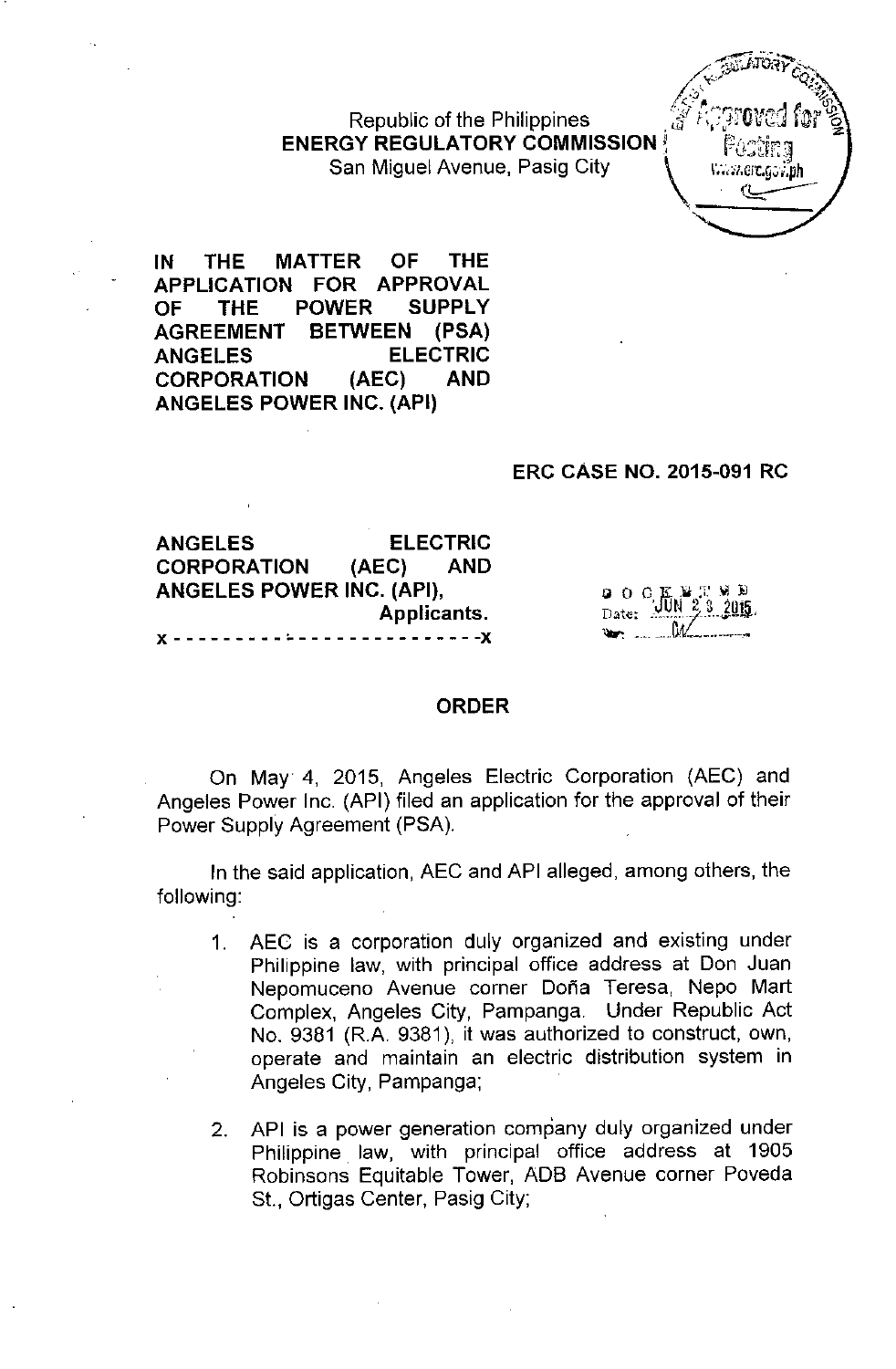Republic of the Philippines
**ENERGY REGULATORY COMMISSION**
San Miguel Avenue, Pasig City

**IN THE MATTER OF THE APPLICATION FOR APPROVAL OF THE POWER SUPPLY AGREEMENT BETWEEN (PSA) ANGELES ELECTRIC CORPORATION (AEC) AND ANGELES POWER INC. (API)**

**ERC CASE NO. 2015-091 RC**

**ANGELES ELECTRIC CORPORATION (AEC) AND ANGELES POWER INC. (API),**
**Applicants.**
x - - - - - - - - - - - - - - - - - - - - - - - -x

DOCKETED
Date: JUN 23 2015

## ORDER

On May 4, 2015, Angeles Electric Corporation (AEC) and Angeles Power Inc. (API) filed an application for the approval of their Power Supply Agreement (PSA).

In the said application, AEC and API alleged, among others, the following:

1. AEC is a corporation duly organized and existing under Philippine law, with principal office address at Don Juan Nepomuceno Avenue corner Doña Teresa, Nepo Mart Complex, Angeles City, Pampanga. Under Republic Act No. 9381 (R.A. 9381), it was authorized to construct, own, operate and maintain an electric distribution system in Angeles City, Pampanga;

2. API is a power generation company duly organized under Philippine law, with principal office address at 1905 Robinsons Equitable Tower, ADB Avenue corner Poveda St., Ortigas Center, Pasig City;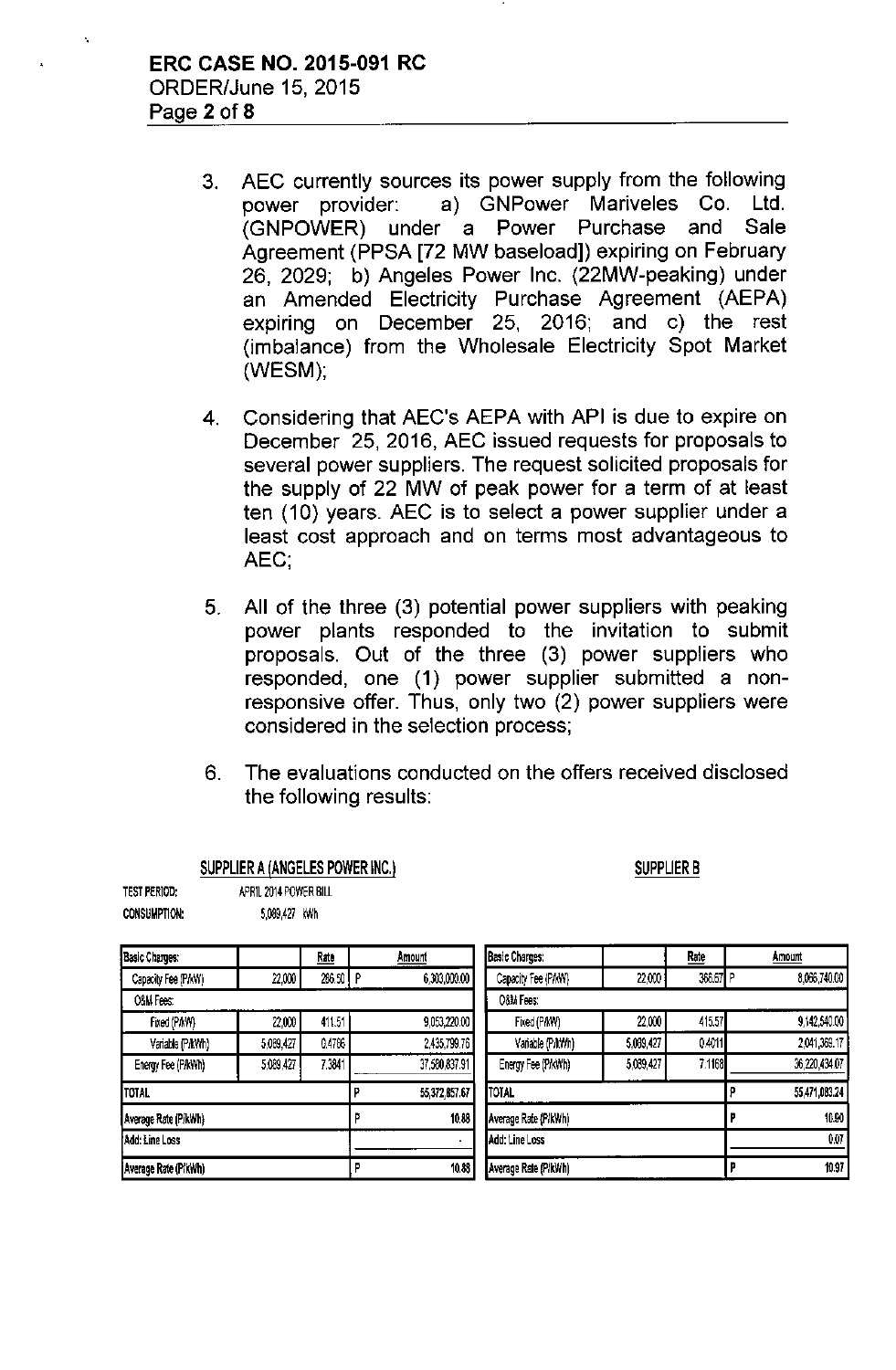3. AEC currently sources its power supply from the following power provider: a) GNPower Mariveles Co. Ltd. (GNPOWER) under a Power Purchase and Sale Agreement (PPSA [72 MW baseload]) expiring on February 26, 2029; b) Angeles Power Inc. (22MW-peaking) under an Amended Electricity Purchase Agreement (AEPA) expiring on December 25, 2016; and c) the rest (imbalance) from the Wholesale Electricity Spot Market (WESM);

4. Considering that AEC's AEPA with API is due to expire on December 25, 2016, AEC issued requests for proposals to several power suppliers. The request solicited proposals for the supply of 22 MW of peak power for a term of at least ten (10) years. AEC is to select a power supplier under a least cost approach and on terms most advantageous to AEC;

5. All of the three (3) potential power suppliers with peaking power plants responded to the invitation to submit proposals. Out of the three (3) power suppliers who responded, one (1) power supplier submitted a non-responsive offer. Thus, only two (2) power suppliers were considered in the selection process;

6. The evaluations conducted on the offers received disclosed the following results:

**SUPPLIER A (ANGELES POWER INC.)**

TEST PERIOD: APRIL 2014 POWER BILL
CONSUMPTION: 5,089,427 kWh

| Basic Charges: | | Rate | Amount |
|---|---|---|---|
| Capacity Fee (P/kW) | 22,000 | 286.50 | P 6,303,000.00 |
| O&M Fees: | | | |
| Fixed (P/kW) | 22,000 | 411.51 | 9,053,220.00 |
| Variable (P/kWh) | 5,089,427 | 0.4786 | 2,435,799.76 |
| Energy Fee (P/kWh) | 5,089,427 | 7.3841 | 37,580,837.91 |
| TOTAL | | | P 55,372,857.67 |
| Average Rate (P/kWh) | | | P 10.88 |
| Add: Line Loss | | | - |
| Average Rate (P/kWh) | | | P 10.88 |

**SUPPLIER B**

| Basic Charges: | | Rate | Amount |
|---|---|---|---|
| Capacity Fee (P/kW) | 22,000 | 366.57 | P 8,066,740.00 |
| O&M Fees: | | | |
| Fixed (P/kW) | 22,000 | 415.57 | 9,142,540.00 |
| Variable (P/kWh) | 5,089,427 | 0.4011 | 2,041,369.17 |
| Energy Fee (P/kWh) | 5,089,427 | 7.1168 | 36,220,434.07 |
| TOTAL | | | P 55,471,083.24 |
| Average Rate (P/kWh) | | | P 10.90 |
| Add: Line Loss | | | 0.07 |
| Average Rate (P/kWh) | | | P 10.97 |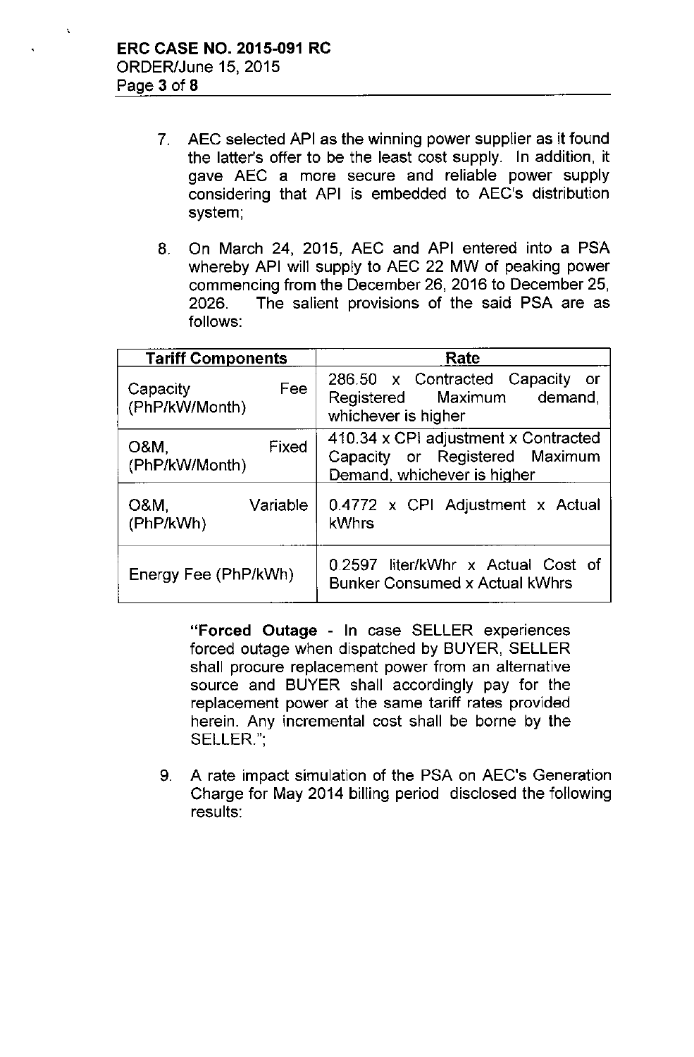7. AEC selected API as the winning power supplier as it found the latter's offer to be the least cost supply. In addition, it gave AEC a more secure and reliable power supply considering that API is embedded to AEC's distribution system;

8. On March 24, 2015, AEC and API entered into a PSA whereby API will supply to AEC 22 MW of peaking power commencing from the December 26, 2016 to December 25, 2026. The salient provisions of the said PSA are as follows:

| Tariff Components | Rate |
|---|---|
| Capacity Fee (PhP/kW/Month) | 286.50 x Contracted Capacity or Registered Maximum demand, whichever is higher |
| O&M, Fixed (PhP/kW/Month) | 410.34 x CPI adjustment x Contracted Capacity or Registered Maximum Demand, whichever is higher |
| O&M, Variable (PhP/kWh) | 0.4772 x CPI Adjustment x Actual kWhrs |
| Energy Fee (PhP/kWh) | 0.2597 liter/kWhr x Actual Cost of Bunker Consumed x Actual kWhrs |

"**Forced Outage** - In case SELLER experiences forced outage when dispatched by BUYER, SELLER shall procure replacement power from an alternative source and BUYER shall accordingly pay for the replacement power at the same tariff rates provided herein. Any incremental cost shall be borne by the SELLER.";

9. A rate impact simulation of the PSA on AEC's Generation Charge for May 2014 billing period disclosed the following results: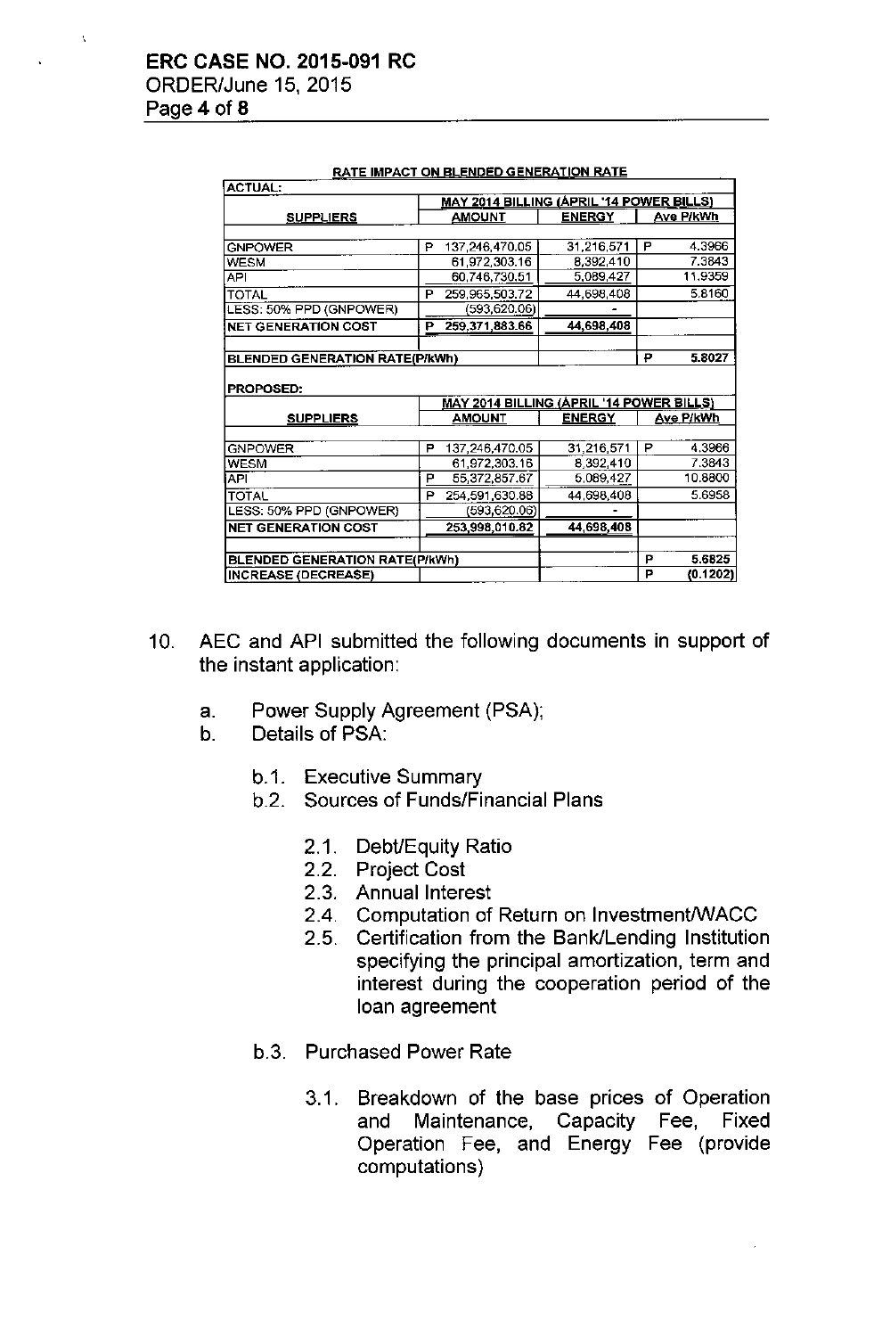**RATE IMPACT ON BLENDED GENERATION RATE**

| ACTUAL: | | | |
|---|---|---|---|
| | **MAY 2014 BILLING (APRIL '14 POWER BILLS)** | | |
| **SUPPLIERS** | **AMOUNT** | **ENERGY** | **Ave P/kWh** |
| GNPOWER | P 137,246,470.05 | 31,216,571 | P 4.3966 |
| WESM | 61,972,303.16 | 8,392,410 | 7.3843 |
| API | 60,746,730.51 | 5,089,427 | 11.9359 |
| TOTAL | P 259,965,503.72 | 44,698,408 | 5.8160 |
| LESS: 50% PPD (GNPOWER) | (593,620.06) | - | |
| **NET GENERATION COST** | **P 259,371,883.66** | **44,698,408** | |
| **BLENDED GENERATION RATE(P/kWh)** | | | **P 5.8027** |
| **PROPOSED:** | | | |
| | **MAY 2014 BILLING (APRIL '14 POWER BILLS)** | | |
| **SUPPLIERS** | **AMOUNT** | **ENERGY** | **Ave P/kWh** |
| GNPOWER | P 137,246,470.05 | 31,216,571 | P 4.3966 |
| WESM | 61,972,303.16 | 8,392,410 | 7.3843 |
| API | P 55,372,857.67 | 5,089,427 | 10.8800 |
| TOTAL | P 254,591,630.88 | 44,698,408 | 5.6958 |
| LESS: 50% PPD (GNPOWER) | (593,620.06) | - | |
| **NET GENERATION COST** | **253,998,010.82** | **44,698,408** | |
| **BLENDED GENERATION RATE(P/kWh)** | | | **P 5.6825** |
| **INCREASE (DECREASE)** | | | **P (0.1202)** |

10. AEC and API submitted the following documents in support of the instant application:

    a. Power Supply Agreement (PSA);
    b. Details of PSA:

        b.1. Executive Summary
        b.2. Sources of Funds/Financial Plans

            2.1. Debt/Equity Ratio
            2.2. Project Cost
            2.3. Annual Interest
            2.4. Computation of Return on Investment/WACC
            2.5. Certification from the Bank/Lending Institution specifying the principal amortization, term and interest during the cooperation period of the loan agreement

        b.3. Purchased Power Rate

            3.1. Breakdown of the base prices of Operation and Maintenance, Capacity Fee, Fixed Operation Fee, and Energy Fee (provide computations)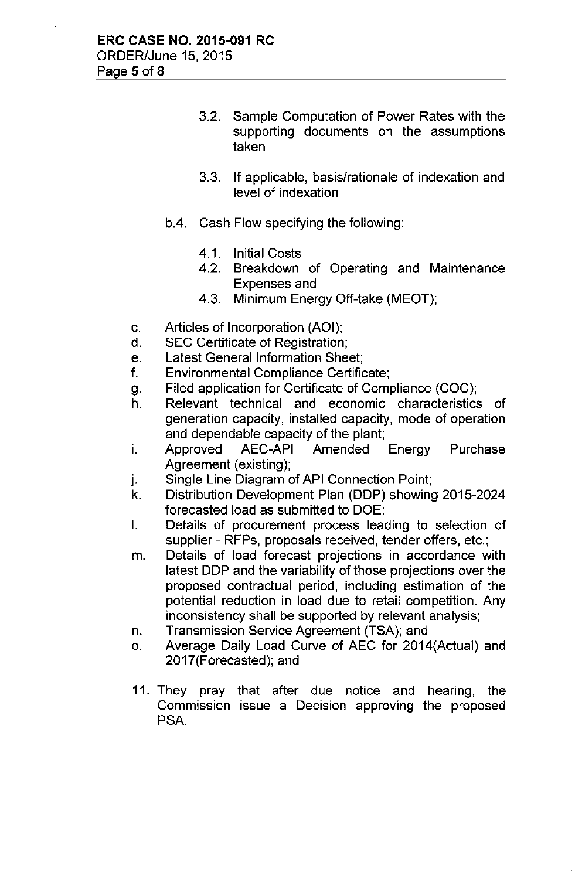3.2. Sample Computation of Power Rates with the supporting documents on the assumptions taken

3.3. If applicable, basis/rationale of indexation and level of indexation

b.4. Cash Flow specifying the following:

4.1. Initial Costs
4.2. Breakdown of Operating and Maintenance Expenses and
4.3. Minimum Energy Off-take (MEOT);

c. Articles of Incorporation (AOI);
d. SEC Certificate of Registration;
e. Latest General Information Sheet;
f. Environmental Compliance Certificate;
g. Filed application for Certificate of Compliance (COC);
h. Relevant technical and economic characteristics of generation capacity, installed capacity, mode of operation and dependable capacity of the plant;
i. Approved AEC-API Amended Energy Purchase Agreement (existing);
j. Single Line Diagram of API Connection Point;
k. Distribution Development Plan (DDP) showing 2015-2024 forecasted load as submitted to DOE;
l. Details of procurement process leading to selection of supplier - RFPs, proposals received, tender offers, etc.;
m. Details of load forecast projections in accordance with latest DDP and the variability of those projections over the proposed contractual period, including estimation of the potential reduction in load due to retail competition. Any inconsistency shall be supported by relevant analysis;
n. Transmission Service Agreement (TSA); and
o. Average Daily Load Curve of AEC for 2014(Actual) and 2017(Forecasted); and

11. They pray that after due notice and hearing, the Commission issue a Decision approving the proposed PSA.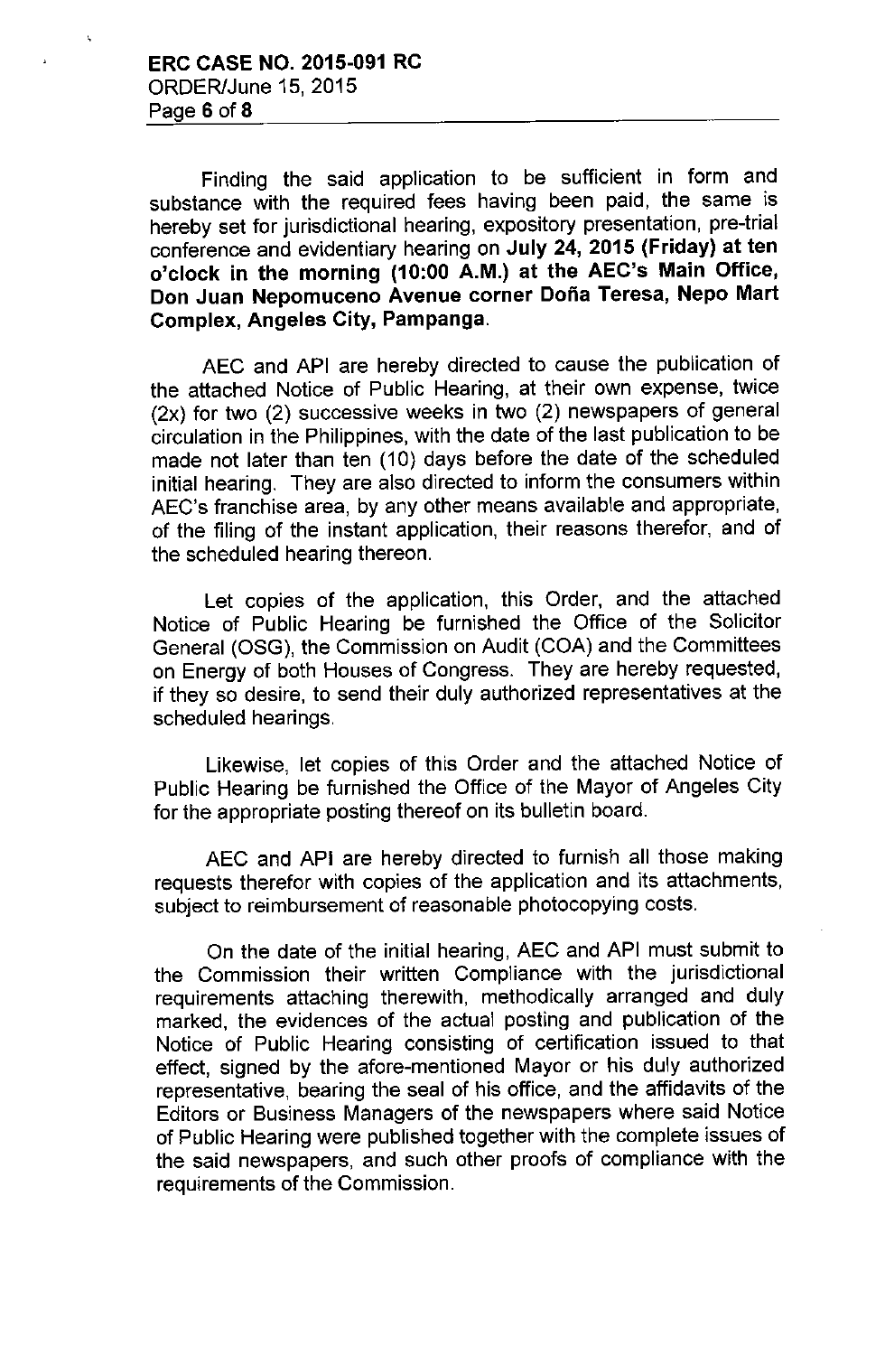Finding the said application to be sufficient in form and substance with the required fees having been paid, the same is hereby set for jurisdictional hearing, expository presentation, pre-trial conference and evidentiary hearing on **July 24, 2015 (Friday) at ten o'clock in the morning (10:00 A.M.) at the AEC's Main Office, Don Juan Nepomuceno Avenue corner Doña Teresa, Nepo Mart Complex, Angeles City, Pampanga**.

AEC and API are hereby directed to cause the publication of the attached Notice of Public Hearing, at their own expense, twice (2x) for two (2) successive weeks in two (2) newspapers of general circulation in the Philippines, with the date of the last publication to be made not later than ten (10) days before the date of the scheduled initial hearing. They are also directed to inform the consumers within AEC's franchise area, by any other means available and appropriate, of the filing of the instant application, their reasons therefor, and of the scheduled hearing thereon.

Let copies of the application, this Order, and the attached Notice of Public Hearing be furnished the Office of the Solicitor General (OSG), the Commission on Audit (COA) and the Committees on Energy of both Houses of Congress. They are hereby requested, if they so desire, to send their duly authorized representatives at the scheduled hearings.

Likewise, let copies of this Order and the attached Notice of Public Hearing be furnished the Office of the Mayor of Angeles City for the appropriate posting thereof on its bulletin board.

AEC and API are hereby directed to furnish all those making requests therefor with copies of the application and its attachments, subject to reimbursement of reasonable photocopying costs.

On the date of the initial hearing, AEC and API must submit to the Commission their written Compliance with the jurisdictional requirements attaching therewith, methodically arranged and duly marked, the evidences of the actual posting and publication of the Notice of Public Hearing consisting of certification issued to that effect, signed by the afore-mentioned Mayor or his duly authorized representative, bearing the seal of his office, and the affidavits of the Editors or Business Managers of the newspapers where said Notice of Public Hearing were published together with the complete issues of the said newspapers, and such other proofs of compliance with the requirements of the Commission.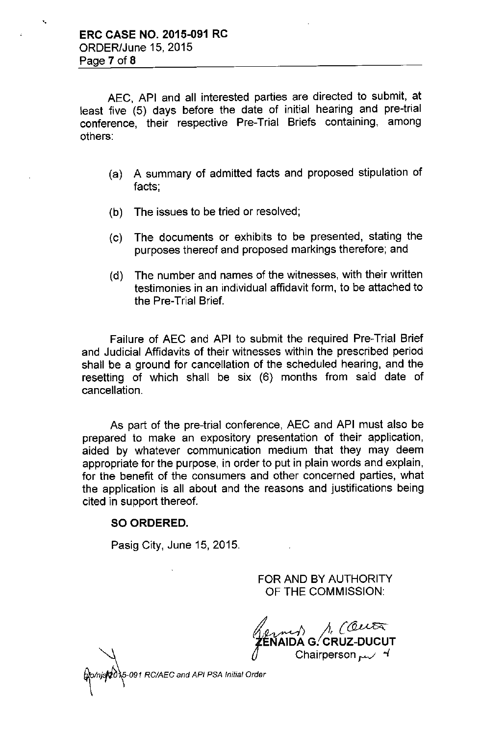AEC, API and all interested parties are directed to submit, at least five (5) days before the date of initial hearing and pre-trial conference, their respective Pre-Trial Briefs containing, among others:

(a) A summary of admitted facts and proposed stipulation of facts;

(b) The issues to be tried or resolved;

(c) The documents or exhibits to be presented, stating the purposes thereof and proposed markings therefore; and

(d) The number and names of the witnesses, with their written testimonies in an individual affidavit form, to be attached to the Pre-Trial Brief.

Failure of AEC and API to submit the required Pre-Trial Brief and Judicial Affidavits of their witnesses within the prescribed period shall be a ground for cancellation of the scheduled hearing, and the resetting of which shall be six (6) months from said date of cancellation.

As part of the pre-trial conference, AEC and API must also be prepared to make an expository presentation of their application, aided by whatever communication medium that they may deem appropriate for the purpose, in order to put in plain words and explain, for the benefit of the consumers and other concerned parties, what the application is all about and the reasons and justifications being cited in support thereof.

**SO ORDERED.**

Pasig City, June 15, 2015.

FOR AND BY AUTHORITY OF THE COMMISSION:

**ZENAIDA G. CRUZ-DUCUT**
Chairperson

*glo/njs/2015-091 RC/AEC and API PSA Initial Order*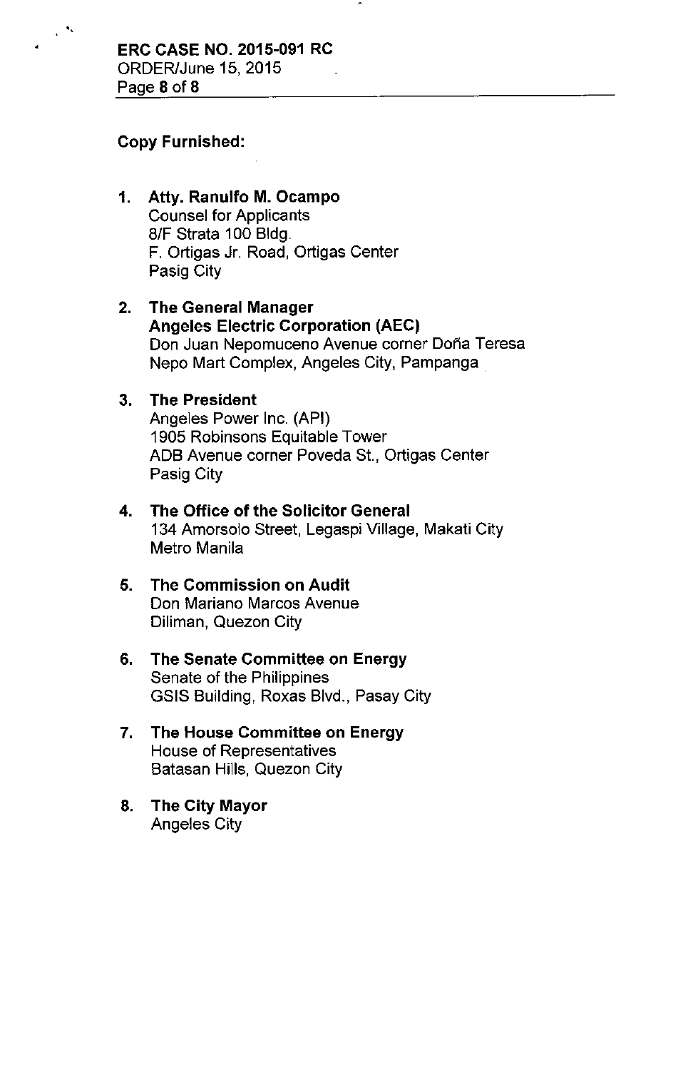**Copy Furnished:**

1. **Atty. Ranulfo M. Ocampo**
   Counsel for Applicants
   8/F Strata 100 Bldg.
   F. Ortigas Jr. Road, Ortigas Center
   Pasig City

2. **The General Manager**
   **Angeles Electric Corporation (AEC)**
   Don Juan Nepomuceno Avenue corner Doña Teresa
   Nepo Mart Complex, Angeles City, Pampanga

3. **The President**
   Angeles Power Inc. (API)
   1905 Robinsons Equitable Tower
   ADB Avenue corner Poveda St., Ortigas Center
   Pasig City

4. **The Office of the Solicitor General**
   134 Amorsolo Street, Legaspi Village, Makati City
   Metro Manila

5. **The Commission on Audit**
   Don Mariano Marcos Avenue
   Diliman, Quezon City

6. **The Senate Committee on Energy**
   Senate of the Philippines
   GSIS Building, Roxas Blvd., Pasay City

7. **The House Committee on Energy**
   House of Representatives
   Batasan Hills, Quezon City

8. **The City Mayor**
   Angeles City